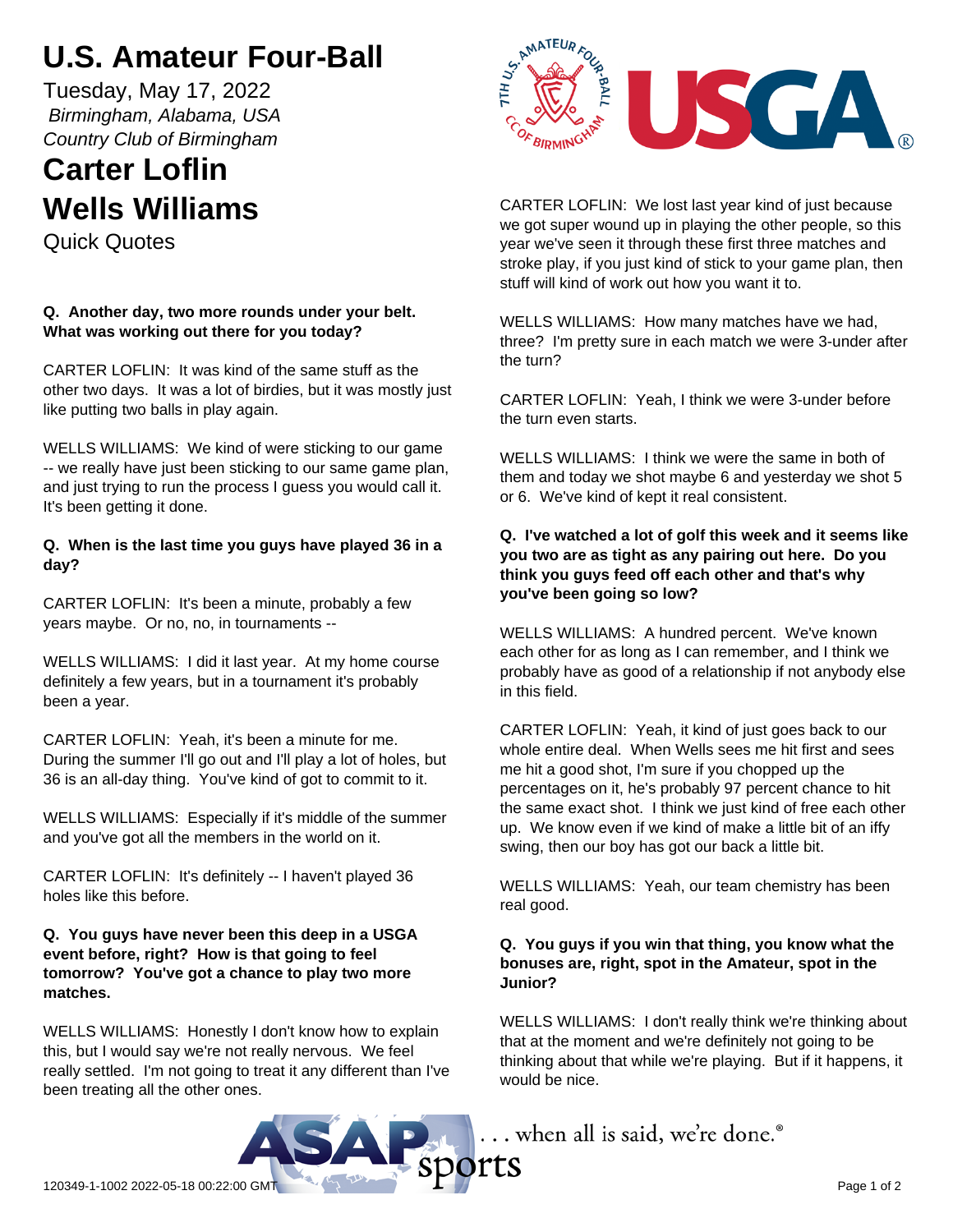# U.S. Amateur Four-Ball

Tuesday, May 17, 2022

*Birmingham, Alabama, USA*

*Country Club of Birmingham*

# Carter Loflin
# Wells Williams

Quick Quotes

**Q. Another day, two more rounds under your belt. What was working out there for you today?**

CARTER LOFLIN: It was kind of the same stuff as the other two days. It was a lot of birdies, but it was mostly just like putting two balls in play again.

WELLS WILLIAMS: We kind of were sticking to our game -- we really have just been sticking to our same game plan, and just trying to run the process I guess you would call it. It's been getting it done.

**Q. When is the last time you guys have played 36 in a day?**

CARTER LOFLIN: It's been a minute, probably a few years maybe. Or no, no, in tournaments --

WELLS WILLIAMS: I did it last year. At my home course definitely a few years, but in a tournament it's probably been a year.

CARTER LOFLIN: Yeah, it's been a minute for me. During the summer I'll go out and I'll play a lot of holes, but 36 is an all-day thing. You've kind of got to commit to it.

WELLS WILLIAMS: Especially if it's middle of the summer and you've got all the members in the world on it.

CARTER LOFLIN: It's definitely -- I haven't played 36 holes like this before.

**Q. You guys have never been this deep in a USGA event before, right? How is that going to feel tomorrow? You've got a chance to play two more matches.**

WELLS WILLIAMS: Honestly I don't know how to explain this, but I would say we're not really nervous. We feel really settled. I'm not going to treat it any different than I've been treating all the other ones.

CARTER LOFLIN: We lost last year kind of just because we got super wound up in playing the other people, so this year we've seen it through these first three matches and stroke play, if you just kind of stick to your game plan, then stuff will kind of work out how you want it to.

WELLS WILLIAMS: How many matches have we had, three? I'm pretty sure in each match we were 3-under after the turn?

CARTER LOFLIN: Yeah, I think we were 3-under before the turn even starts.

WELLS WILLIAMS: I think we were the same in both of them and today we shot maybe 6 and yesterday we shot 5 or 6. We've kind of kept it real consistent.

**Q. I've watched a lot of golf this week and it seems like you two are as tight as any pairing out here. Do you think you guys feed off each other and that's why you've been going so low?**

WELLS WILLIAMS: A hundred percent. We've known each other for as long as I can remember, and I think we probably have as good of a relationship if not anybody else in this field.

CARTER LOFLIN: Yeah, it kind of just goes back to our whole entire deal. When Wells sees me hit first and sees me hit a good shot, I'm sure if you chopped up the percentages on it, he's probably 97 percent chance to hit the same exact shot. I think we just kind of free each other up. We know even if we kind of make a little bit of an iffy swing, then our boy has got our back a little bit.

WELLS WILLIAMS: Yeah, our team chemistry has been real good.

**Q. You guys if you win that thing, you know what the bonuses are, right, spot in the Amateur, spot in the Junior?**

WELLS WILLIAMS: I don't really think we're thinking about that at the moment and we're definitely not going to be thinking about that while we're playing. But if it happens, it would be nice.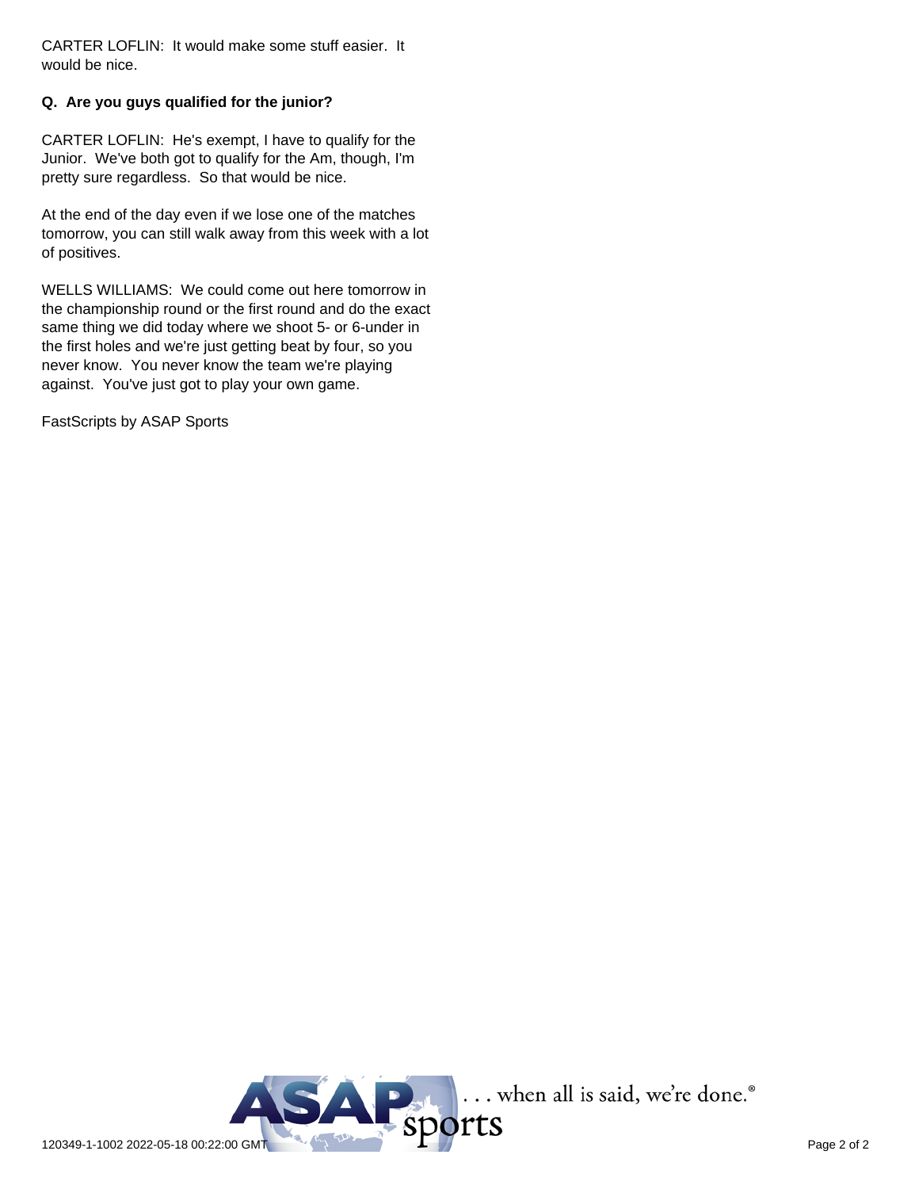CARTER LOFLIN: It would make some stuff easier. It would be nice.

**Q. Are you guys qualified for the junior?**

CARTER LOFLIN: He's exempt, I have to qualify for the Junior. We've both got to qualify for the Am, though, I'm pretty sure regardless. So that would be nice.

At the end of the day even if we lose one of the matches tomorrow, you can still walk away from this week with a lot of positives.

WELLS WILLIAMS: We could come out here tomorrow in the championship round or the first round and do the exact same thing we did today where we shoot 5- or 6-under in the first holes and we're just getting beat by four, so you never know. You never know the team we're playing against. You've just got to play your own game.

FastScripts by ASAP Sports